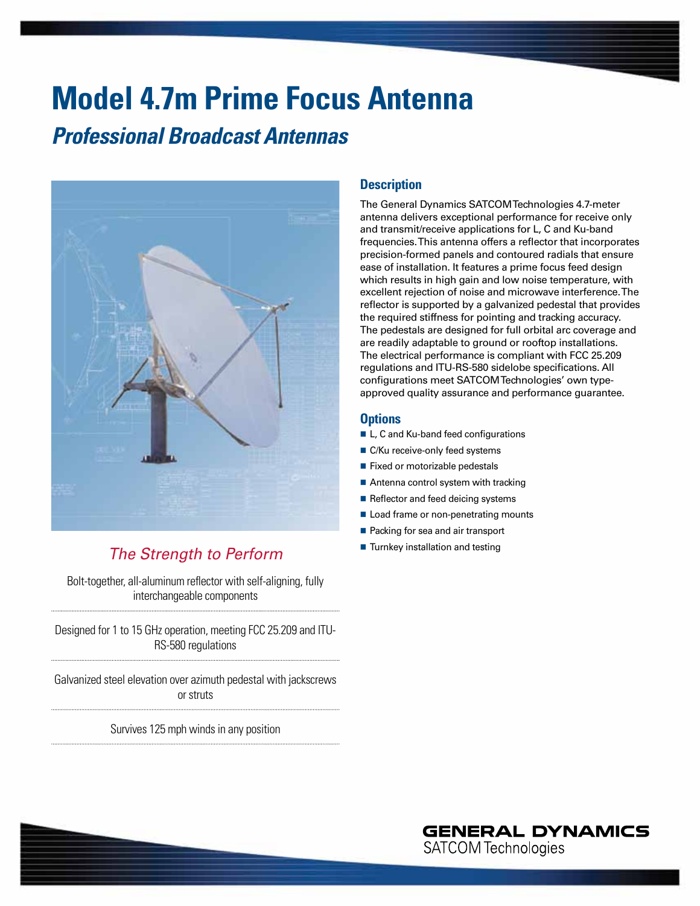# Model 4.7m Prime Focus Antenna

## *Professional Broadcast Antennas*

### *The Strength to Perform*

Bolt-together, all-aluminum reflector with self-aligning, fully interchangeable components

Designed for 1 to 15 GHz operation, meeting FCC 25.209 and ITU-RS-580 regulations

Galvanized steel elevation over azimuth pedestal with jackscrews or struts

Survives 125 mph winds in any position

### Description

The General Dynamics SATCOM Technologies 4.7-meter antenna delivers exceptional performance for receive only and transmit/receive applications for L, C and Ku-band frequencies. This antenna offers a reflector that incorporates precision-formed panels and contoured radials that ensure ease of installation. It features a prime focus feed design which results in high gain and low noise temperature, with excellent rejection of noise and microwave interference. The reflector is supported by a galvanized pedestal that provides the required stiffness for pointing and tracking accuracy. The pedestals are designed for full orbital arc coverage and are readily adaptable to ground or rooftop installations. The electrical performance is compliant with FCC 25.209 regulations and ITU-RS-580 sidelobe specifications. All configurations meet SATCOM Technologies' own type-approved quality assurance and performance guarantee.

### Options

- L, C and Ku-band feed configurations
- C/Ku receive-only feed systems
- Fixed or motorizable pedestals
- Antenna control system with tracking
- Reflector and feed deicing systems
- Load frame or non-penetrating mounts
- Packing for sea and air transport
- Turnkey installation and testing

**GENERAL DYNAMICS**
SATCOM Technologies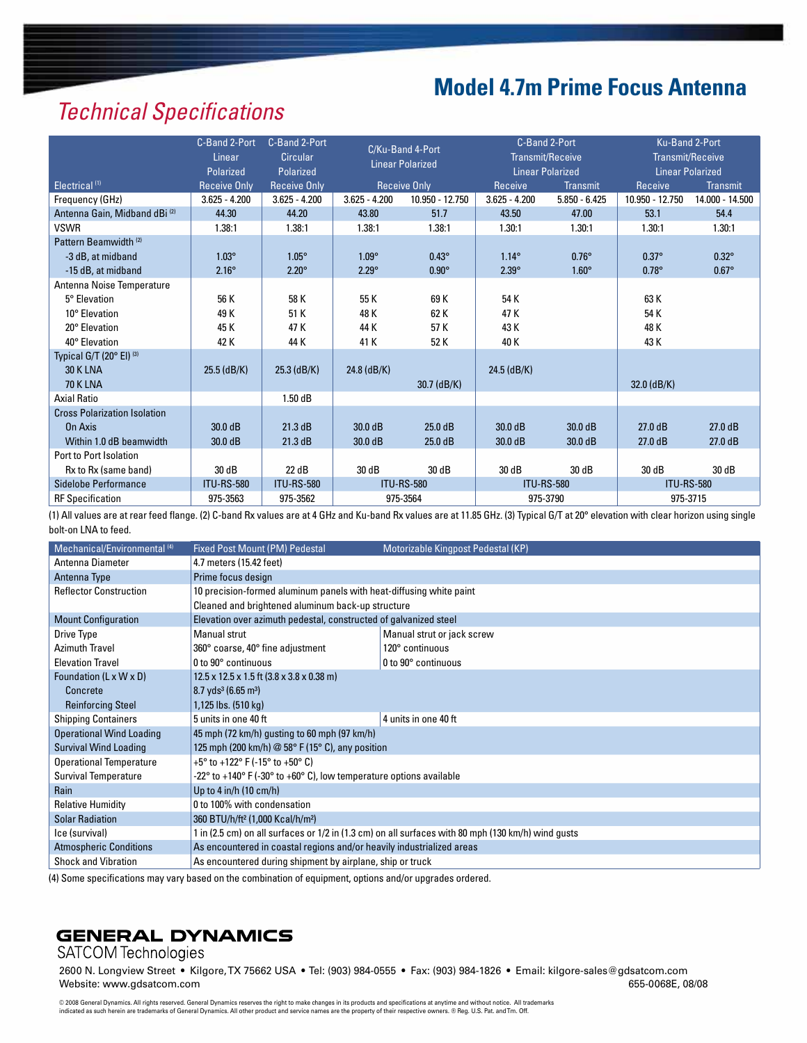# Model 4.7m Prime Focus Antenna

## *Technical Specifications*

| Electrical [1] | C-Band 2-Port Linear Polarized Receive Only | C-Band 2-Port Circular Polarized Receive Only | C/Ku-Band 4-Port Linear Polarized Receive Only | | C-Band 2-Port Transmit/Receive Linear Polarized Receive | C-Band 2-Port Transmit/Receive Linear Polarized Transmit | Ku-Band 2-Port Transmit/Receive Linear Polarized Receive | Ku-Band 2-Port Transmit/Receive Linear Polarized Transmit |
|---|---|---|---|---|---|---|---|---|
| Frequency (GHz) | 3.625 - 4.200 | 3.625 - 4.200 | 3.625 - 4.200 | 10.950 - 12.750 | 3.625 - 4.200 | 5.850 - 6.425 | 10.950 - 12.750 | 14.000 - 14.500 |
| Antenna Gain, Midband dBi [2] | 44.30 | 44.20 | 43.80 | 51.7 | 43.50 | 47.00 | 53.1 | 54.4 |
| VSWR | 1.38:1 | 1.38:1 | 1.38:1 | 1.38:1 | 1.30:1 | 1.30:1 | 1.30:1 | 1.30:1 |
| Pattern Beamwidth [2] | | | | | | | | |
| -3 dB, at midband | 1.03° | 1.05° | 1.09° | 0.43° | 1.14° | 0.76° | 0.37° | 0.32° |
| -15 dB, at midband | 2.16° | 2.20° | 2.29° | 0.90° | 2.39° | 1.60° | 0.78° | 0.67° |
| Antenna Noise Temperature | | | | | | | | |
| 5° Elevation | 56 K | 58 K | 55 K | 69 K | 54 K | | 63 K | |
| 10° Elevation | 49 K | 51 K | 48 K | 62 K | 47 K | | 54 K | |
| 20° Elevation | 45 K | 47 K | 44 K | 57 K | 43 K | | 48 K | |
| 40° Elevation | 42 K | 44 K | 41 K | 52 K | 40 K | | 43 K | |
| Typical G/T (20° El) [3] | | | | | | | | |
| 30 K LNA | 25.5 (dB/K) | 25.3 (dB/K) | 24.8 (dB/K) | | 24.5 (dB/K) | | | |
| 70 K LNA | | | | 30.7 (dB/K) | | | 32.0 (dB/K) | |
| Axial Ratio | | 1.50 dB | | | | | | |
| Cross Polarization Isolation | | | | | | | | |
| On Axis | 30.0 dB | 21.3 dB | 30.0 dB | 25.0 dB | 30.0 dB | 30.0 dB | 27.0 dB | 27.0 dB |
| Within 1.0 dB beamwidth | 30.0 dB | 21.3 dB | 30.0 dB | 25.0 dB | 30.0 dB | 30.0 dB | 27.0 dB | 27.0 dB |
| Port to Port Isolation | | | | | | | | |
| Rx to Rx (same band) | 30 dB | 22 dB | 30 dB | 30 dB | 30 dB | 30 dB | 30 dB | 30 dB |
| Sidelobe Performance | ITU-RS-580 | ITU-RS-580 | ITU-RS-580 | | ITU-RS-580 | | ITU-RS-580 | |
| RF Specification | 975-3563 | 975-3562 | 975-3564 | | 975-3790 | | 975-3715 | |

(1) All values are at rear feed flange. (2) C-band Rx values are at 4 GHz and Ku-band Rx values are at 11.85 GHz. (3) Typical G/T at 20° elevation with clear horizon using single bolt-on LNA to feed.

| Mechanical/Environmental [4] | Fixed Post Mount (PM) Pedestal | Motorizable Kingpost Pedestal (KP) |
|---|---|---|
| Antenna Diameter | 4.7 meters (15.42 feet) | |
| Antenna Type | Prime focus design | |
| Reflector Construction | 10 precision-formed aluminum panels with heat-diffusing white paint<br>Cleaned and brightened aluminum back-up structure | |
| Mount Configuration | Elevation over azimuth pedestal, constructed of galvanized steel | |
| Drive Type | Manual strut | Manual strut or jack screw |
| Azimuth Travel | 360° coarse, 40° fine adjustment | 120° continuous |
| Elevation Travel | 0 to 90° continuous | 0 to 90° continuous |
| Foundation (L x W x D) | 12.5 x 12.5 x 1.5 ft (3.8 x 3.8 x 0.38 m) | |
| Concrete | 8.7 yds³ (6.65 m³) | |
| Reinforcing Steel | 1,125 lbs. (510 kg) | |
| Shipping Containers | 5 units in one 40 ft | 4 units in one 40 ft |
| Operational Wind Loading | 45 mph (72 km/h) gusting to 60 mph (97 km/h) | |
| Survival Wind Loading | 125 mph (200 km/h) @ 58° F (15° C), any position | |
| Operational Temperature | +5° to +122° F (-15° to +50° C) | |
| Survival Temperature | -22° to +140° F (-30° to +60° C), low temperature options available | |
| Rain | Up to 4 in/h (10 cm/h) | |
| Relative Humidity | 0 to 100% with condensation | |
| Solar Radiation | 360 BTU/h/ft² (1,000 Kcal/h/m²) | |
| Ice (survival) | 1 in (2.5 cm) on all surfaces or 1/2 in (1.3 cm) on all surfaces with 80 mph (130 km/h) wind gusts | |
| Atmospheric Conditions | As encountered in coastal regions and/or heavily industrialized areas | |
| Shock and Vibration | As encountered during shipment by airplane, ship or truck | |

(4) Some specifications may vary based on the combination of equipment, options and/or upgrades ordered.

**GENERAL DYNAMICS**
SATCOM Technologies

2600 N. Longview Street • Kilgore, TX 75662 USA • Tel: (903) 984-0555 • Fax: (903) 984-1826 • Email: kilgore-sales@gdsatcom.com
Website: www.gdsatcom.com

655-0068E, 08/08

© 2008 General Dynamics. All rights reserved. General Dynamics reserves the right to make changes in its products and specifications at anytime and without notice. All trademarks indicated as such herein are trademarks of General Dynamics. All other product and service names are the property of their respective owners. ® Reg. U.S. Pat. and Tm. Off.